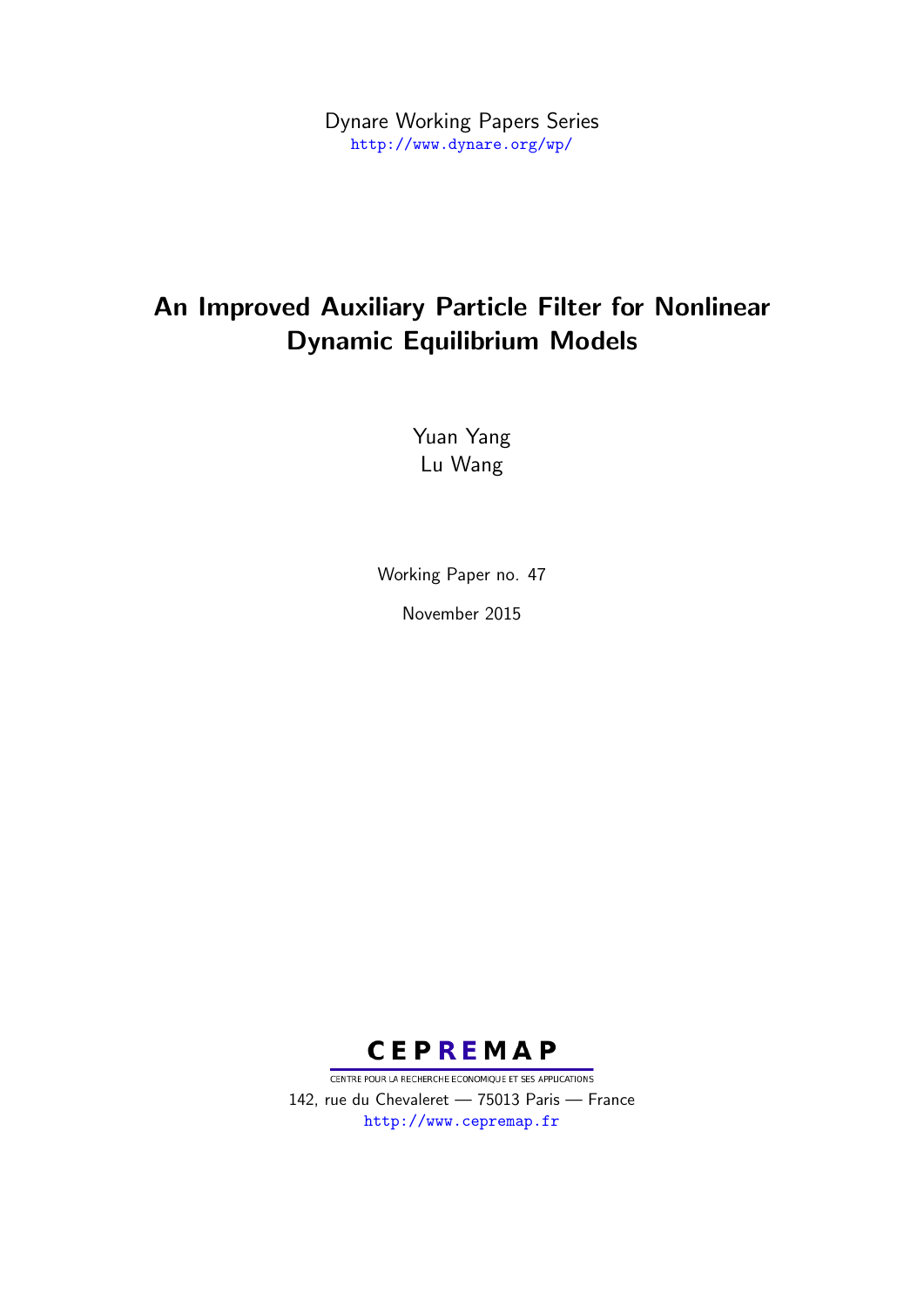Dynare Working Papers Series
http://www.dynare.org/wp/

# An Improved Auxiliary Particle Filter for Nonlinear Dynamic Equilibrium Models

Yuan Yang
Lu Wang

Working Paper no. 47

November 2015

CEPREMAP
CENTRE POUR LA RECHERCHE ECONOMIQUE ET SES APPLICATIONS
142, rue du Chevaleret — 75013 Paris — France
http://www.cepremap.fr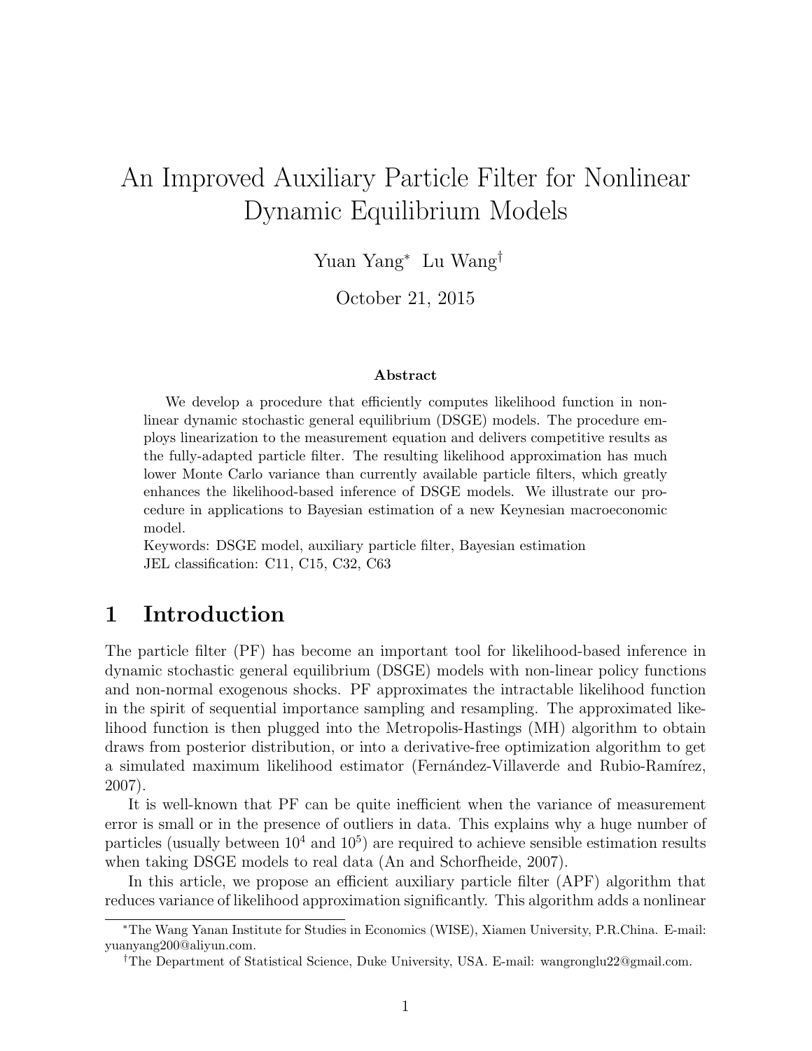# An Improved Auxiliary Particle Filter for Nonlinear Dynamic Equilibrium Models

Yuan Yang[*] Lu Wang[†]

October 21, 2015

### Abstract

We develop a procedure that efficiently computes likelihood function in nonlinear dynamic stochastic general equilibrium (DSGE) models. The procedure employs linearization to the measurement equation and delivers competitive results as the fully-adapted particle filter. The resulting likelihood approximation has much lower Monte Carlo variance than currently available particle filters, which greatly enhances the likelihood-based inference of DSGE models. We illustrate our procedure in applications to Bayesian estimation of a new Keynesian macroeconomic model.

Keywords: DSGE model, auxiliary particle filter, Bayesian estimation

JEL classification: C11, C15, C32, C63

## 1 Introduction

The particle filter (PF) has become an important tool for likelihood-based inference in dynamic stochastic general equilibrium (DSGE) models with non-linear policy functions and non-normal exogenous shocks. PF approximates the intractable likelihood function in the spirit of sequential importance sampling and resampling. The approximated likelihood function is then plugged into the Metropolis-Hastings (MH) algorithm to obtain draws from posterior distribution, or into a derivative-free optimization algorithm to get a simulated maximum likelihood estimator (Fernández-Villaverde and Rubio-Ramírez, 2007).

It is well-known that PF can be quite inefficient when the variance of measurement error is small or in the presence of outliers in data. This explains why a huge number of particles (usually between $10^4$ and $10^5$) are required to achieve sensible estimation results when taking DSGE models to real data (An and Schorfheide, 2007).

In this article, we propose an efficient auxiliary particle filter (APF) algorithm that reduces variance of likelihood approximation significantly. This algorithm adds a nonlinear

[*] The Wang Yanan Institute for Studies in Economics (WISE), Xiamen University, P.R.China. E-mail: yuanyang200@aliyun.com.

[†] The Department of Statistical Science, Duke University, USA. E-mail: wangronglu22@gmail.com.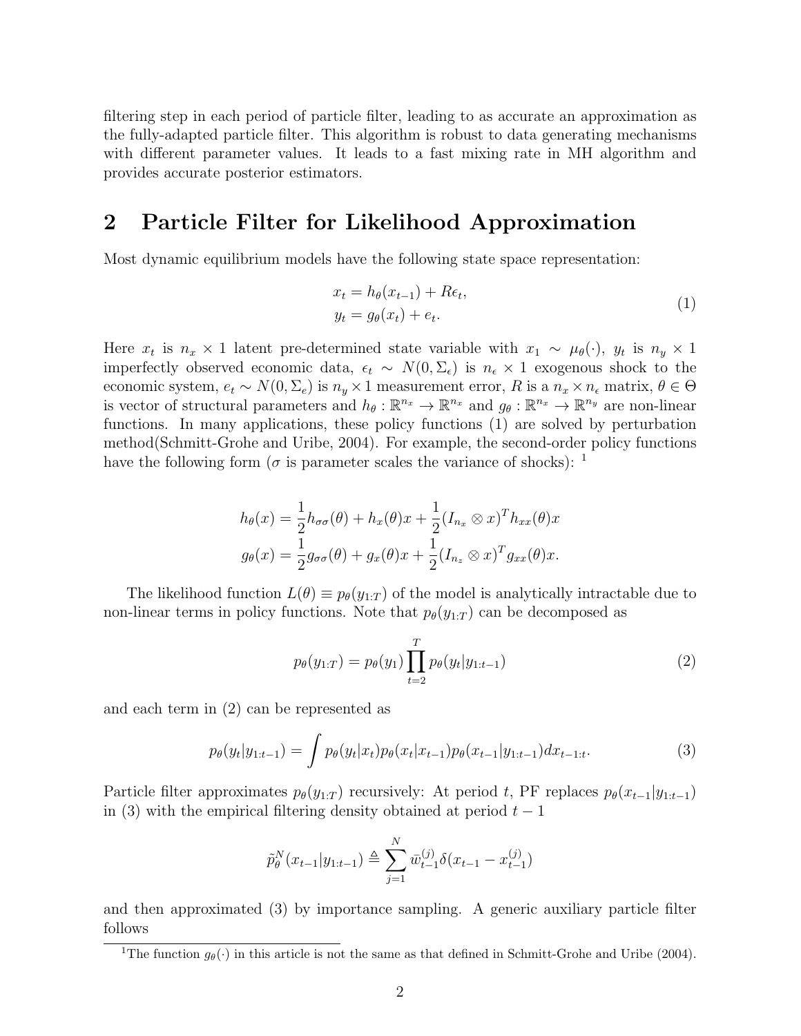filtering step in each period of particle filter, leading to as accurate an approximation as the fully-adapted particle filter. This algorithm is robust to data generating mechanisms with different parameter values. It leads to a fast mixing rate in MH algorithm and provides accurate posterior estimators.

## 2 Particle Filter for Likelihood Approximation

Most dynamic equilibrium models have the following state space representation:

$$
\begin{aligned}
x_t &= h_\theta(x_{t-1}) + R\epsilon_t, \\
y_t &= g_\theta(x_t) + e_t.
\end{aligned}
\tag{1}
$$

Here $x_t$ is $n_x \times 1$ latent pre-determined state variable with $x_1 \sim \mu_\theta(\cdot)$, $y_t$ is $n_y \times 1$ imperfectly observed economic data, $\epsilon_t \sim N(0, \Sigma_\epsilon)$ is $n_\epsilon \times 1$ exogenous shock to the economic system, $e_t \sim N(0, \Sigma_e)$ is $n_y \times 1$ measurement error, $R$ is a $n_x \times n_\epsilon$ matrix, $\theta \in \Theta$ is vector of structural parameters and $h_\theta : \mathbb{R}^{n_x} \to \mathbb{R}^{n_x}$ and $g_\theta : \mathbb{R}^{n_x} \to \mathbb{R}^{n_y}$ are non-linear functions. In many applications, these policy functions (1) are solved by perturbation method(Schmitt-Grohe and Uribe, 2004). For example, the second-order policy functions have the following form ($\sigma$ is parameter scales the variance of shocks): [1]

$$
\begin{aligned}
h_\theta(x) &= \frac{1}{2} h_{\sigma\sigma}(\theta) + h_x(\theta)x + \frac{1}{2}(I_{n_x} \otimes x)^T h_{xx}(\theta)x \\
g_\theta(x) &= \frac{1}{2} g_{\sigma\sigma}(\theta) + g_x(\theta)x + \frac{1}{2}(I_{n_z} \otimes x)^T g_{xx}(\theta)x.
\end{aligned}
$$

The likelihood function $L(\theta) \equiv p_\theta(y_{1:T})$ of the model is analytically intractable due to non-linear terms in policy functions. Note that $p_\theta(y_{1:T})$ can be decomposed as

$$
p_\theta(y_{1:T}) = p_\theta(y_1) \prod_{t=2}^{T} p_\theta(y_t | y_{1:t-1}) \tag{2}
$$

and each term in (2) can be represented as

$$
p_\theta(y_t | y_{1:t-1}) = \int p_\theta(y_t | x_t) p_\theta(x_t | x_{t-1}) p_\theta(x_{t-1} | y_{1:t-1}) dx_{t-1:t}. \tag{3}
$$

Particle filter approximates $p_\theta(y_{1:T})$ recursively: At period $t$, PF replaces $p_\theta(x_{t-1}|y_{1:t-1})$ in (3) with the empirical filtering density obtained at period $t-1$

$$
\tilde{p}_\theta^N(x_{t-1}|y_{1:t-1}) \triangleq \sum_{j=1}^{N} \bar{w}_{t-1}^{(j)} \delta(x_{t-1} - x_{t-1}^{(j)})
$$

and then approximated (3) by importance sampling. A generic auxiliary particle filter follows

[1] The function $g_\theta(\cdot)$ in this article is not the same as that defined in Schmitt-Grohe and Uribe (2004).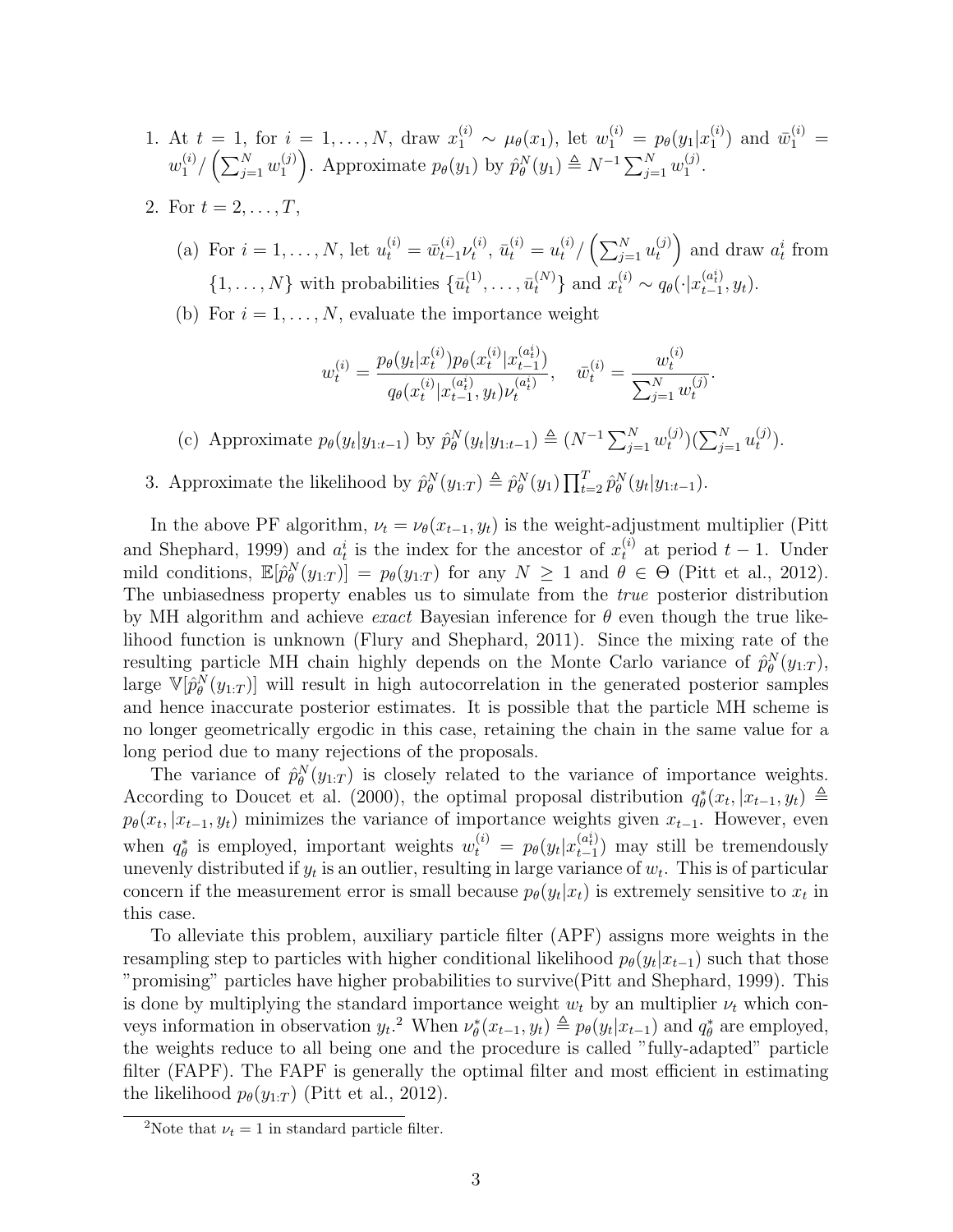1. At $t = 1$, for $i = 1, \ldots, N$, draw $x_1^{(i)} \sim \mu_\theta(x_1)$, let $w_1^{(i)} = p_\theta(y_1|x_1^{(i)})$ and $\bar{w}_1^{(i)} = w_1^{(i)} / \left(\sum_{j=1}^N w_1^{(j)}\right)$. Approximate $p_\theta(y_1)$ by $\hat{p}_\theta^N(y_1) \triangleq N^{-1} \sum_{j=1}^N w_1^{(j)}$.

2. For $t = 2, \ldots, T$,

   (a) For $i = 1, \ldots, N$, let $u_t^{(i)} = \bar{w}_{t-1}^{(i)} \nu_t^{(i)}$, $\bar{u}_t^{(i)} = u_t^{(i)} / \left(\sum_{j=1}^N u_t^{(j)}\right)$ and draw $a_t^i$ from $\{1, \ldots, N\}$ with probabilities $\{\bar{u}_t^{(1)}, \ldots, \bar{u}_t^{(N)}\}$ and $x_t^{(i)} \sim q_\theta(\cdot|x_{t-1}^{(a_t^i)}, y_t)$.

   (b) For $i = 1, \ldots, N$, evaluate the importance weight

   $$w_t^{(i)} = \frac{p_\theta(y_t|x_t^{(i)}) p_\theta(x_t^{(i)}|x_{t-1}^{(a_t^i)})}{q_\theta(x_t^{(i)}|x_{t-1}^{(a_t^i)}, y_t) \nu_t^{(a_t^i)}}, \quad \bar{w}_t^{(i)} = \frac{w_t^{(i)}}{\sum_{j=1}^N w_t^{(j)}}.$$

   (c) Approximate $p_\theta(y_t|y_{1:t-1})$ by $\hat{p}_\theta^N(y_t|y_{1:t-1}) \triangleq (N^{-1} \sum_{j=1}^N w_t^{(j)})(\sum_{j=1}^N u_t^{(j)})$.

3. Approximate the likelihood by $\hat{p}_\theta^N(y_{1:T}) \triangleq \hat{p}_\theta^N(y_1) \prod_{t=2}^T \hat{p}_\theta^N(y_t|y_{1:t-1})$.

In the above PF algorithm, $\nu_t = \nu_\theta(x_{t-1}, y_t)$ is the weight-adjustment multiplier (Pitt and Shephard, 1999) and $a_t^i$ is the index for the ancestor of $x_t^{(i)}$ at period $t-1$. Under mild conditions, $\mathbb{E}[\hat{p}_\theta^N(y_{1:T})] = p_\theta(y_{1:T})$ for any $N \geq 1$ and $\theta \in \Theta$ (Pitt et al., 2012). The unbiasedness property enables us to simulate from the *true* posterior distribution by MH algorithm and achieve *exact* Bayesian inference for $\theta$ even though the true likelihood function is unknown (Flury and Shephard, 2011). Since the mixing rate of the resulting particle MH chain highly depends on the Monte Carlo variance of $\hat{p}_\theta^N(y_{1:T})$, large $\mathbb{V}[\hat{p}_\theta^N(y_{1:T})]$ will result in high autocorrelation in the generated posterior samples and hence inaccurate posterior estimates. It is possible that the particle MH scheme is no longer geometrically ergodic in this case, retaining the chain in the same value for a long period due to many rejections of the proposals.

The variance of $\hat{p}_\theta^N(y_{1:T})$ is closely related to the variance of importance weights. According to Doucet et al. (2000), the optimal proposal distribution $q_\theta^*(x_t, |x_{t-1}, y_t) \triangleq p_\theta(x_t, |x_{t-1}, y_t)$ minimizes the variance of importance weights given $x_{t-1}$. However, even when $q_\theta^*$ is employed, important weights $w_t^{(i)} = p_\theta(y_t|x_{t-1}^{(a_t^i)})$ may still be tremendously unevenly distributed if $y_t$ is an outlier, resulting in large variance of $w_t$. This is of particular concern if the measurement error is small because $p_\theta(y_t|x_t)$ is extremely sensitive to $x_t$ in this case.

To alleviate this problem, auxiliary particle filter (APF) assigns more weights in the resampling step to particles with higher conditional likelihood $p_\theta(y_t|x_{t-1})$ such that those "promising" particles have higher probabilities to survive(Pitt and Shephard, 1999). This is done by multiplying the standard importance weight $w_t$ by an multiplier $\nu_t$ which conveys information in observation $y_t$.[2] When $\nu_\theta^*(x_{t-1}, y_t) \triangleq p_\theta(y_t|x_{t-1})$ and $q_\theta^*$ are employed, the weights reduce to all being one and the procedure is called "fully-adapted" particle filter (FAPF). The FAPF is generally the optimal filter and most efficient in estimating the likelihood $p_\theta(y_{1:T})$ (Pitt et al., 2012).

[2] Note that $\nu_t = 1$ in standard particle filter.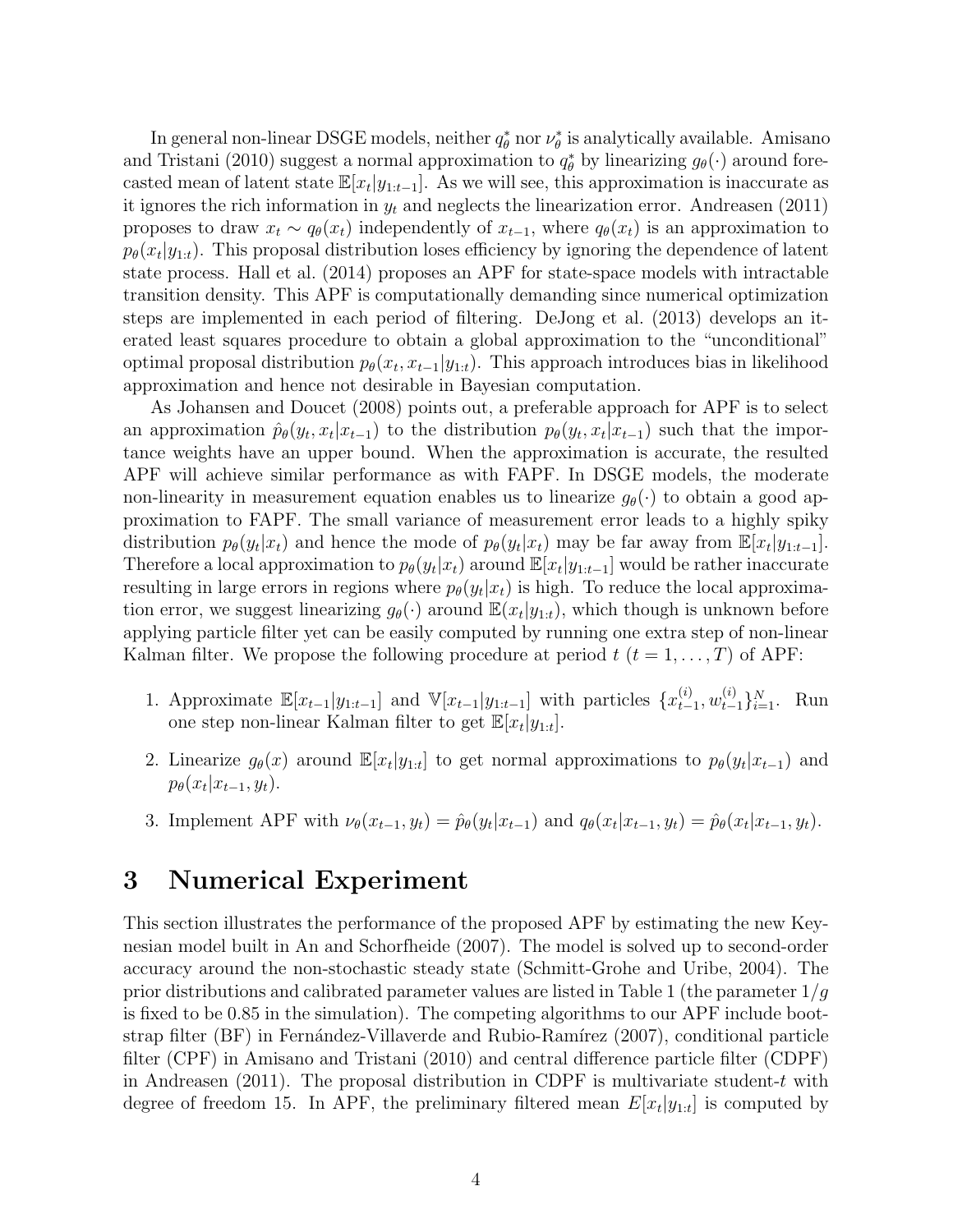In general non-linear DSGE models, neither $q^*_\theta$ nor $\nu^*_\theta$ is analytically available. Amisano and Tristani (2010) suggest a normal approximation to $q^*_\theta$ by linearizing $g_\theta(\cdot)$ around forecasted mean of latent state $\mathbb{E}[x_t|y_{1:t-1}]$. As we will see, this approximation is inaccurate as it ignores the rich information in $y_t$ and neglects the linearization error. Andreasen (2011) proposes to draw $x_t \sim q_\theta(x_t)$ independently of $x_{t-1}$, where $q_\theta(x_t)$ is an approximation to $p_\theta(x_t|y_{1:t})$. This proposal distribution loses efficiency by ignoring the dependence of latent state process. Hall et al. (2014) proposes an APF for state-space models with intractable transition density. This APF is computationally demanding since numerical optimization steps are implemented in each period of filtering. DeJong et al. (2013) develops an iterated least squares procedure to obtain a global approximation to the "unconditional" optimal proposal distribution $p_\theta(x_t, x_{t-1}|y_{1:t})$. This approach introduces bias in likelihood approximation and hence not desirable in Bayesian computation.

As Johansen and Doucet (2008) points out, a preferable approach for APF is to select an approximation $\hat{p}_\theta(y_t, x_t|x_{t-1})$ to the distribution $p_\theta(y_t, x_t|x_{t-1})$ such that the importance weights have an upper bound. When the approximation is accurate, the resulted APF will achieve similar performance as with FAPF. In DSGE models, the moderate non-linearity in measurement equation enables us to linearize $g_\theta(\cdot)$ to obtain a good approximation to FAPF. The small variance of measurement error leads to a highly spiky distribution $p_\theta(y_t|x_t)$ and hence the mode of $p_\theta(y_t|x_t)$ may be far away from $\mathbb{E}[x_t|y_{1:t-1}]$. Therefore a local approximation to $p_\theta(y_t|x_t)$ around $\mathbb{E}[x_t|y_{1:t-1}]$ would be rather inaccurate resulting in large errors in regions where $p_\theta(y_t|x_t)$ is high. To reduce the local approximation error, we suggest linearizing $g_\theta(\cdot)$ around $\mathbb{E}(x_t|y_{1:t})$, which though is unknown before applying particle filter yet can be easily computed by running one extra step of non-linear Kalman filter. We propose the following procedure at period $t$ ($t = 1, \ldots, T$) of APF:

1. Approximate $\mathbb{E}[x_{t-1}|y_{1:t-1}]$ and $\mathbb{V}[x_{t-1}|y_{1:t-1}]$ with particles $\{x^{(i)}_{t-1}, w^{(i)}_{t-1}\}^N_{i=1}$. Run one step non-linear Kalman filter to get $\mathbb{E}[x_t|y_{1:t}]$.
2. Linearize $g_\theta(x)$ around $\mathbb{E}[x_t|y_{1:t}]$ to get normal approximations to $p_\theta(y_t|x_{t-1})$ and $p_\theta(x_t|x_{t-1}, y_t)$.
3. Implement APF with $\nu_\theta(x_{t-1}, y_t) = \hat{p}_\theta(y_t|x_{t-1})$ and $q_\theta(x_t|x_{t-1}, y_t) = \hat{p}_\theta(x_t|x_{t-1}, y_t)$.

# 3 Numerical Experiment

This section illustrates the performance of the proposed APF by estimating the new Keynesian model built in An and Schorfheide (2007). The model is solved up to second-order accuracy around the non-stochastic steady state (Schmitt-Grohe and Uribe, 2004). The prior distributions and calibrated parameter values are listed in Table 1 (the parameter $1/g$ is fixed to be 0.85 in the simulation). The competing algorithms to our APF include bootstrap filter (BF) in Fernández-Villaverde and Rubio-Ramírez (2007), conditional particle filter (CPF) in Amisano and Tristani (2010) and central difference particle filter (CDPF) in Andreasen (2011). The proposal distribution in CDPF is multivariate student-$t$ with degree of freedom 15. In APF, the preliminary filtered mean $E[x_t|y_{1:t}]$ is computed by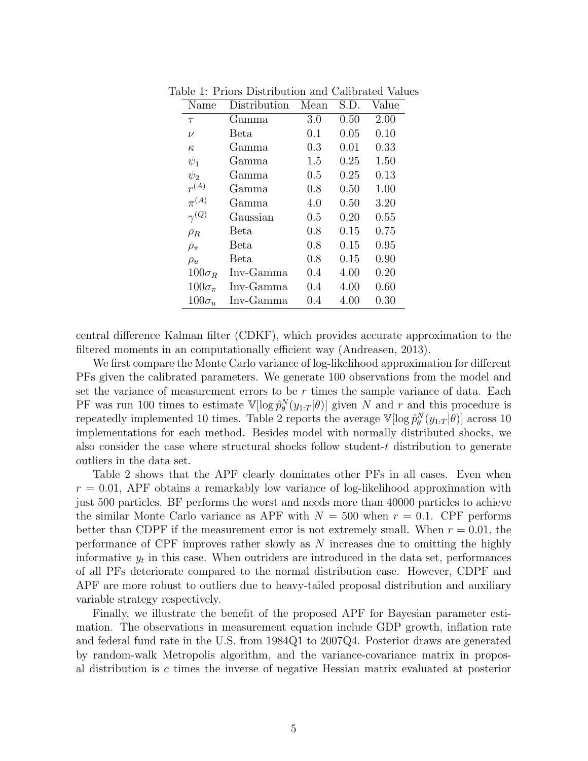Table 1: Priors Distribution and Calibrated Values

| Name | Distribution | Mean | S.D. | Value |
|---|---|---|---|---|
| $\tau$ | Gamma | 3.0 | 0.50 | 2.00 |
| $\nu$ | Beta | 0.1 | 0.05 | 0.10 |
| $\kappa$ | Gamma | 0.3 | 0.01 | 0.33 |
| $\psi_1$ | Gamma | 1.5 | 0.25 | 1.50 |
| $\psi_2$ | Gamma | 0.5 | 0.25 | 0.13 |
| $r^{(A)}$ | Gamma | 0.8 | 0.50 | 1.00 |
| $\pi^{(A)}$ | Gamma | 4.0 | 0.50 | 3.20 |
| $\gamma^{(Q)}$ | Gaussian | 0.5 | 0.20 | 0.55 |
| $\rho_R$ | Beta | 0.8 | 0.15 | 0.75 |
| $\rho_\pi$ | Beta | 0.8 | 0.15 | 0.95 |
| $\rho_u$ | Beta | 0.8 | 0.15 | 0.90 |
| $100\sigma_R$ | Inv-Gamma | 0.4 | 4.00 | 0.20 |
| $100\sigma_\pi$ | Inv-Gamma | 0.4 | 4.00 | 0.60 |
| $100\sigma_u$ | Inv-Gamma | 0.4 | 4.00 | 0.30 |

central difference Kalman filter (CDKF), which provides accurate approximation to the filtered moments in an computationally efficient way (Andreasen, 2013).

We first compare the Monte Carlo variance of log-likelihood approximation for different PFs given the calibrated parameters. We generate 100 observations from the model and set the variance of measurement errors to be $r$ times the sample variance of data. Each PF was run 100 times to estimate $\mathbb{V}[\log \hat{p}_\theta^N(y_{1:T}|\theta)]$ given $N$ and $r$ and this procedure is repeatedly implemented 10 times. Table 2 reports the average $\mathbb{V}[\log \hat{p}_\theta^N(y_{1:T}|\theta)]$ across 10 implementations for each method. Besides model with normally distributed shocks, we also consider the case where structural shocks follow student-$t$ distribution to generate outliers in the data set.

Table 2 shows that the APF clearly dominates other PFs in all cases. Even when $r = 0.01$, APF obtains a remarkably low variance of log-likelihood approximation with just 500 particles. BF performs the worst and needs more than 40000 particles to achieve the similar Monte Carlo variance as APF with $N = 500$ when $r = 0.1$. CPF performs better than CDPF if the measurement error is not extremely small. When $r = 0.01$, the performance of CPF improves rather slowly as $N$ increases due to omitting the highly informative $y_t$ in this case. When outriders are introduced in the data set, performances of all PFs deteriorate compared to the normal distribution case. However, CDPF and APF are more robust to outliers due to heavy-tailed proposal distribution and auxiliary variable strategy respectively.

Finally, we illustrate the benefit of the proposed APF for Bayesian parameter estimation. The observations in measurement equation include GDP growth, inflation rate and federal fund rate in the U.S. from 1984Q1 to 2007Q4. Posterior draws are generated by random-walk Metropolis algorithm, and the variance-covariance matrix in proposal distribution is $c$ times the inverse of negative Hessian matrix evaluated at posterior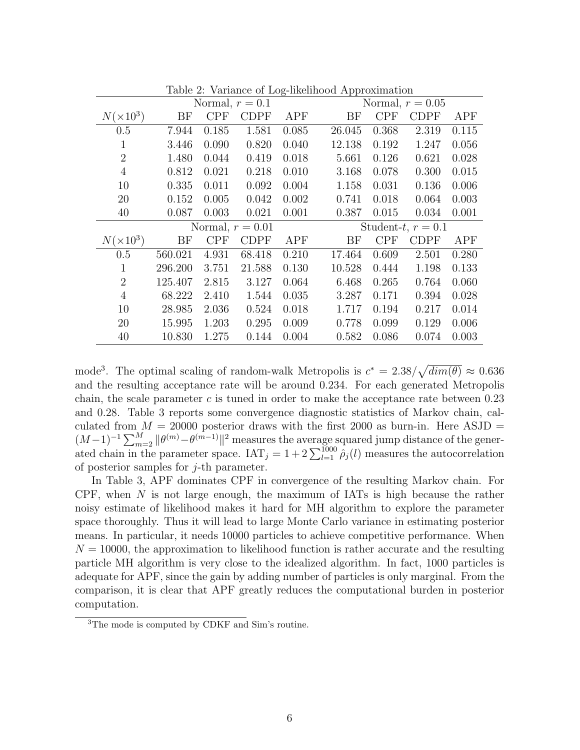Table 2: Variance of Log-likelihood Approximation

| | Normal, $r = 0.1$ | | | | Normal, $r = 0.05$ | | | |
|---|---|---|---|---|---|---|---|---|
| $N(\times 10^3)$ | BF | CPF | CDPF | APF | BF | CPF | CDPF | APF |
| 0.5 | 7.944 | 0.185 | 1.581 | 0.085 | 26.045 | 0.368 | 2.319 | 0.115 |
| 1 | 3.446 | 0.090 | 0.820 | 0.040 | 12.138 | 0.192 | 1.247 | 0.056 |
| 2 | 1.480 | 0.044 | 0.419 | 0.018 | 5.661 | 0.126 | 0.621 | 0.028 |
| 4 | 0.812 | 0.021 | 0.218 | 0.010 | 3.168 | 0.078 | 0.300 | 0.015 |
| 10 | 0.335 | 0.011 | 0.092 | 0.004 | 1.158 | 0.031 | 0.136 | 0.006 |
| 20 | 0.152 | 0.005 | 0.042 | 0.002 | 0.741 | 0.018 | 0.064 | 0.003 |
| 40 | 0.087 | 0.003 | 0.021 | 0.001 | 0.387 | 0.015 | 0.034 | 0.001 |
| | Normal, $r = 0.01$ | | | | Student-$t$, $r = 0.1$ | | | |
| $N(\times 10^3)$ | BF | CPF | CDPF | APF | BF | CPF | CDPF | APF |
| 0.5 | 560.021 | 4.931 | 68.418 | 0.210 | 17.464 | 0.609 | 2.501 | 0.280 |
| 1 | 296.200 | 3.751 | 21.588 | 0.130 | 10.528 | 0.444 | 1.198 | 0.133 |
| 2 | 125.407 | 2.815 | 3.127 | 0.064 | 6.468 | 0.265 | 0.764 | 0.060 |
| 4 | 68.222 | 2.410 | 1.544 | 0.035 | 3.287 | 0.171 | 0.394 | 0.028 |
| 10 | 28.985 | 2.036 | 0.524 | 0.018 | 1.717 | 0.194 | 0.217 | 0.014 |
| 20 | 15.995 | 1.203 | 0.295 | 0.009 | 0.778 | 0.099 | 0.129 | 0.006 |
| 40 | 10.830 | 1.275 | 0.144 | 0.004 | 0.582 | 0.086 | 0.074 | 0.003 |

mode[3]. The optimal scaling of random-walk Metropolis is $c^* = 2.38/\sqrt{dim(\theta)} \approx 0.636$ and the resulting acceptance rate will be around 0.234. For each generated Metropolis chain, the scale parameter $c$ is tuned in order to make the acceptance rate between 0.23 and 0.28. Table 3 reports some convergence diagnostic statistics of Markov chain, calculated from $M = 20000$ posterior draws with the first 2000 as burn-in. Here $\text{ASJD} = (M-1)^{-1}\sum_{m=2}^{M} \|\theta^{(m)} - \theta^{(m-1)}\|^2$ measures the average squared jump distance of the generated chain in the parameter space. $\text{IAT}_j = 1 + 2\sum_{l=1}^{1000} \hat{\rho}_j(l)$ measures the autocorrelation of posterior samples for $j$-th parameter.

In Table 3, APF dominates CPF in convergence of the resulting Markov chain. For CPF, when $N$ is not large enough, the maximum of IATs is high because the rather noisy estimate of likelihood makes it hard for MH algorithm to explore the parameter space thoroughly. Thus it will lead to large Monte Carlo variance in estimating posterior means. In particular, it needs 10000 particles to achieve competitive performance. When $N = 10000$, the approximation to likelihood function is rather accurate and the resulting particle MH algorithm is very close to the idealized algorithm. In fact, 1000 particles is adequate for APF, since the gain by adding number of particles is only marginal. From the comparison, it is clear that APF greatly reduces the computational burden in posterior computation.

[3]The mode is computed by CDKF and Sim's routine.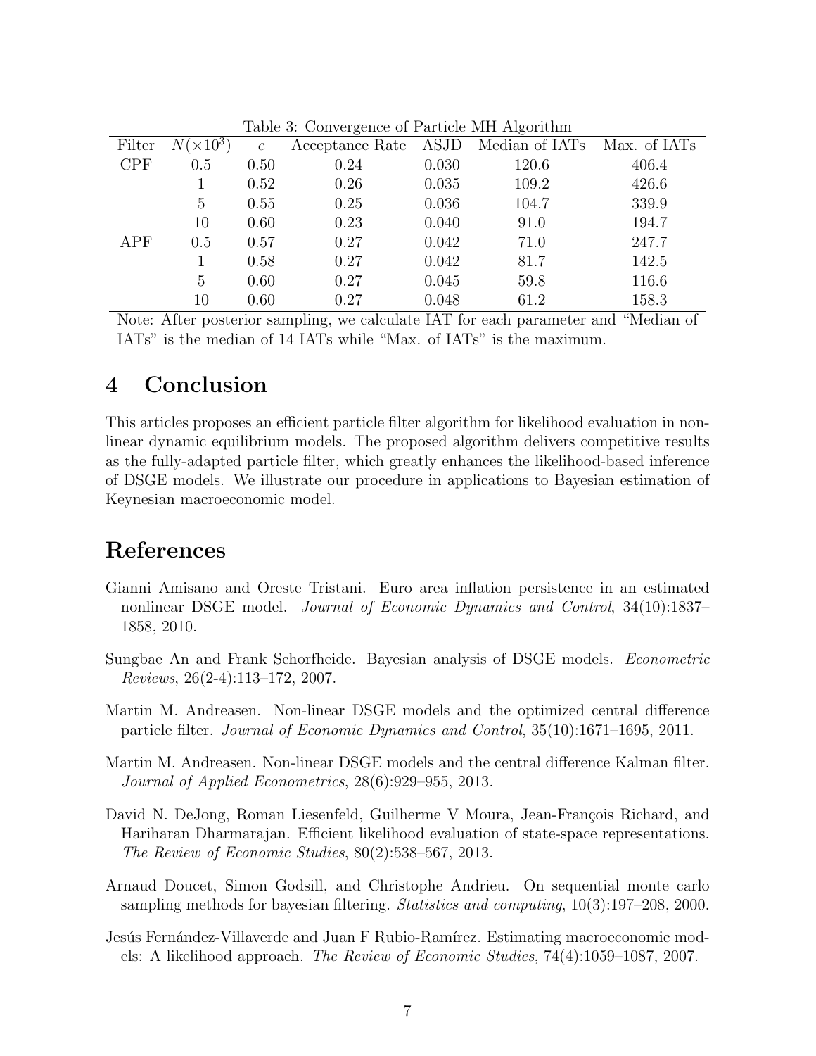Table 3: Convergence of Particle MH Algorithm

| Filter | $N(\times 10^3)$ | $c$ | Acceptance Rate | ASJD | Median of IATs | Max. of IATs |
|---|---|---|---|---|---|---|
| CPF | 0.5 | 0.50 | 0.24 | 0.030 | 120.6 | 406.4 |
| | 1 | 0.52 | 0.26 | 0.035 | 109.2 | 426.6 |
| | 5 | 0.55 | 0.25 | 0.036 | 104.7 | 339.9 |
| | 10 | 0.60 | 0.23 | 0.040 | 91.0 | 194.7 |
| APF | 0.5 | 0.57 | 0.27 | 0.042 | 71.0 | 247.7 |
| | 1 | 0.58 | 0.27 | 0.042 | 81.7 | 142.5 |
| | 5 | 0.60 | 0.27 | 0.045 | 59.8 | 116.6 |
| | 10 | 0.60 | 0.27 | 0.048 | 61.2 | 158.3 |

Note: After posterior sampling, we calculate IAT for each parameter and "Median of IATs" is the median of 14 IATs while "Max. of IATs" is the maximum.

# 4 Conclusion

This articles proposes an efficient particle filter algorithm for likelihood evaluation in non-linear dynamic equilibrium models. The proposed algorithm delivers competitive results as the fully-adapted particle filter, which greatly enhances the likelihood-based inference of DSGE models. We illustrate our procedure in applications to Bayesian estimation of Keynesian macroeconomic model.

# References

Gianni Amisano and Oreste Tristani. Euro area inflation persistence in an estimated nonlinear DSGE model. *Journal of Economic Dynamics and Control*, 34(10):1837–1858, 2010.

Sungbae An and Frank Schorfheide. Bayesian analysis of DSGE models. *Econometric Reviews*, 26(2-4):113–172, 2007.

Martin M. Andreasen. Non-linear DSGE models and the optimized central difference particle filter. *Journal of Economic Dynamics and Control*, 35(10):1671–1695, 2011.

Martin M. Andreasen. Non-linear DSGE models and the central difference Kalman filter. *Journal of Applied Econometrics*, 28(6):929–955, 2013.

David N. DeJong, Roman Liesenfeld, Guilherme V Moura, Jean-François Richard, and Hariharan Dharmarajan. Efficient likelihood evaluation of state-space representations. *The Review of Economic Studies*, 80(2):538–567, 2013.

Arnaud Doucet, Simon Godsill, and Christophe Andrieu. On sequential monte carlo sampling methods for bayesian filtering. *Statistics and computing*, 10(3):197–208, 2000.

Jesús Fernández-Villaverde and Juan F Rubio-Ramírez. Estimating macroeconomic models: A likelihood approach. *The Review of Economic Studies*, 74(4):1059–1087, 2007.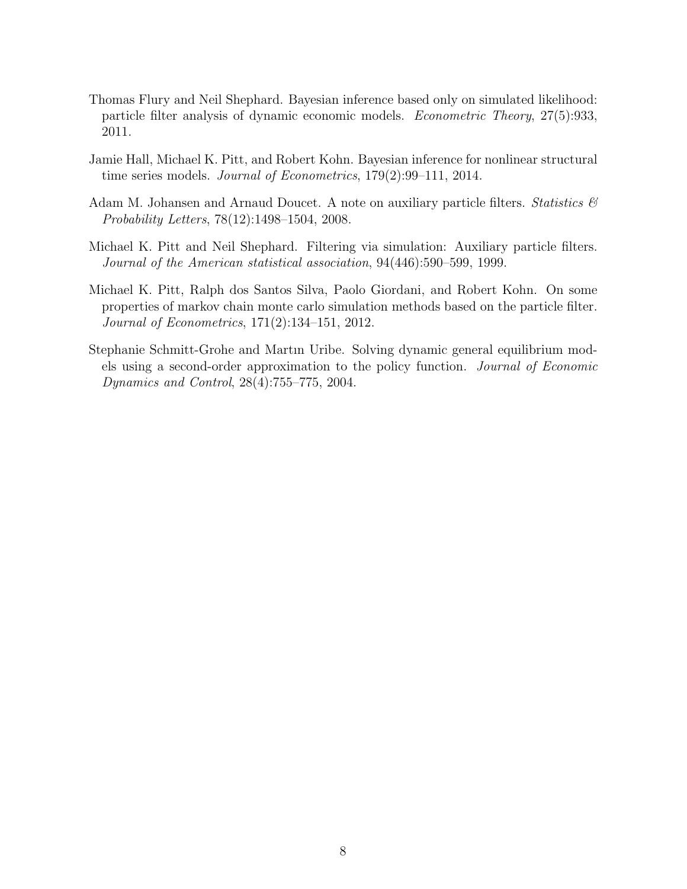Thomas Flury and Neil Shephard. Bayesian inference based only on simulated likelihood: particle filter analysis of dynamic economic models. *Econometric Theory*, 27(5):933, 2011.

Jamie Hall, Michael K. Pitt, and Robert Kohn. Bayesian inference for nonlinear structural time series models. *Journal of Econometrics*, 179(2):99–111, 2014.

Adam M. Johansen and Arnaud Doucet. A note on auxiliary particle filters. *Statistics & Probability Letters*, 78(12):1498–1504, 2008.

Michael K. Pitt and Neil Shephard. Filtering via simulation: Auxiliary particle filters. *Journal of the American statistical association*, 94(446):590–599, 1999.

Michael K. Pitt, Ralph dos Santos Silva, Paolo Giordani, and Robert Kohn. On some properties of markov chain monte carlo simulation methods based on the particle filter. *Journal of Econometrics*, 171(2):134–151, 2012.

Stephanie Schmitt-Grohe and Martın Uribe. Solving dynamic general equilibrium models using a second-order approximation to the policy function. *Journal of Economic Dynamics and Control*, 28(4):755–775, 2004.